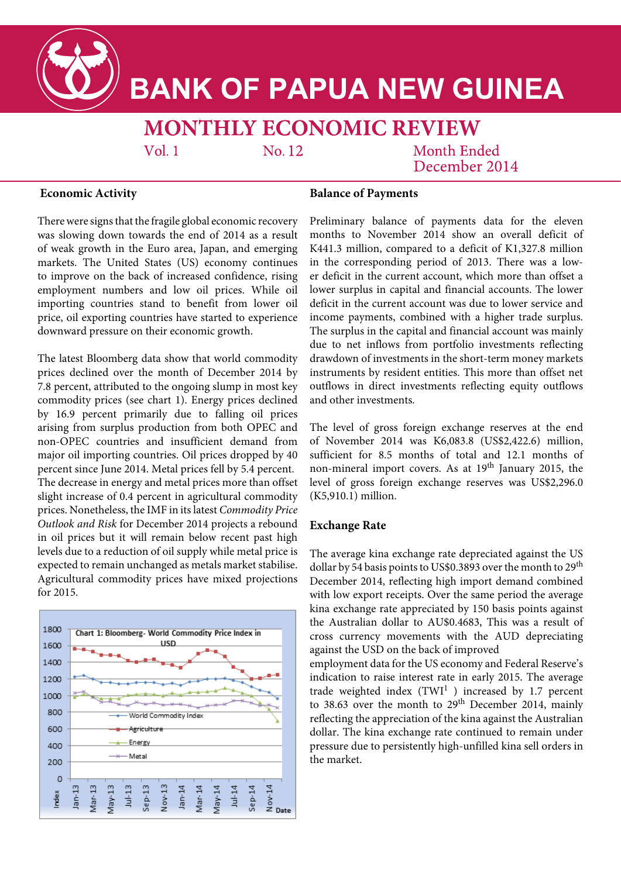# BANK OF PAPUA NEW GUINEA

## MONTHLY ECONOMIC REVIEW

Vol. 1 No. 12 Month Ended December 2014

### Economic Activity

There were signs that the fragile global economic recovery was slowing down towards the end of 2014 as a result of weak growth in the Euro area, Japan, and emerging markets. The United States (US) economy continues to improve on the back of increased confidence, rising employment numbers and low oil prices. While oil importing countries stand to benefit from lower oil price, oil exporting countries have started to experience downward pressure on their economic growth.

The latest Bloomberg data show that world commodity prices declined over the month of December 2014 by 7.8 percent, attributed to the ongoing slump in most key commodity prices (see chart 1). Energy prices declined by 16.9 percent primarily due to falling oil prices arising from surplus production from both OPEC and non-OPEC countries and insufficient demand from major oil importing countries. Oil prices dropped by 40 percent since June 2014. Metal prices fell by 5.4 percent. The decrease in energy and metal prices more than offset slight increase of 0.4 percent in agricultural commodity prices. Nonetheless, the IMF in its latest *Commodity Price Outlook and Risk* for December 2014 projects a rebound in oil prices but it will remain below recent past high levels due to a reduction of oil supply while metal price is expected to remain unchanged as metals market stabilise. Agricultural commodity prices have mixed projections for 2015.

Chart 1: Bloomberg- World Commodity Price Index in USD

### Balance of Payments

Preliminary balance of payments data for the eleven months to November 2014 show an overall deficit of K441.3 million, compared to a deficit of K1,327.8 million in the corresponding period of 2013. There was a lower deficit in the current account, which more than offset a lower surplus in capital and financial accounts. The lower deficit in the current account was due to lower service and income payments, combined with a higher trade surplus. The surplus in the capital and financial account was mainly due to net inflows from portfolio investments reflecting drawdown of investments in the short-term money markets instruments by resident entities. This more than offset net outflows in direct investments reflecting equity outflows and other investments.

The level of gross foreign exchange reserves at the end of November 2014 was K6,083.8 (US$2,422.6) million, sufficient for 8.5 months of total and 12.1 months of non-mineral import covers. As at 19th January 2015, the level of gross foreign exchange reserves was US$2,296.0 (K5,910.1) million.

### Exchange Rate

The average kina exchange rate depreciated against the US dollar by 54 basis points to US$0.3893 over the month to 29th December 2014, reflecting high import demand combined with low export receipts. Over the same period the average kina exchange rate appreciated by 150 basis points against the Australian dollar to AU$0.4683, This was a result of cross currency movements with the AUD depreciating against the USD on the back of improved employment data for the US economy and Federal Reserve's indication to raise interest rate in early 2015. The average trade weighted index (TWI[1]) increased by 1.7 percent to 38.63 over the month to 29th December 2014, mainly reflecting the appreciation of the kina against the Australian dollar. The kina exchange rate continued to remain under pressure due to persistently high-unfilled kina sell orders in the market.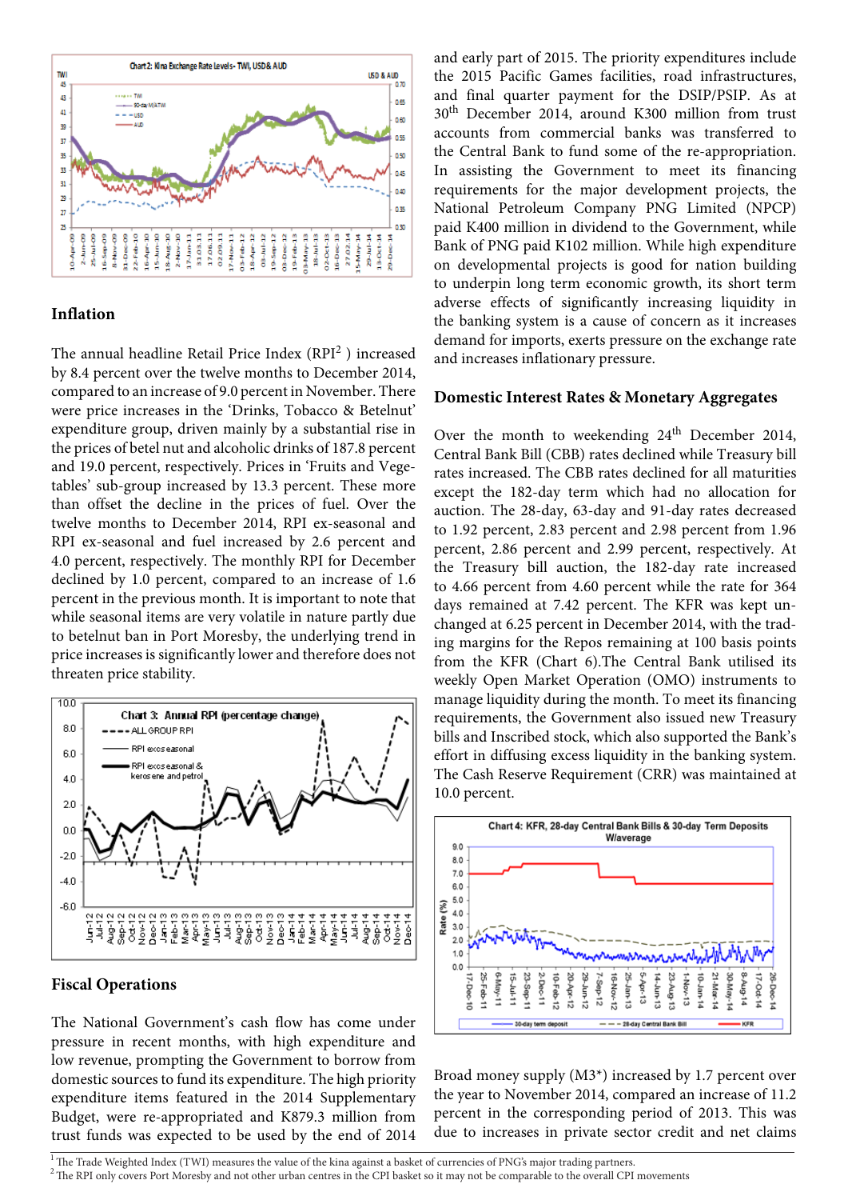## Inflation

The annual headline Retail Price Index (RPI[2]) increased by 8.4 percent over the twelve months to December 2014, compared to an increase of 9.0 percent in November. There were price increases in the 'Drinks, Tobacco & Betelnut' expenditure group, driven mainly by a substantial rise in the prices of betel nut and alcoholic drinks of 187.8 percent and 19.0 percent, respectively. Prices in 'Fruits and Vegetables' sub-group increased by 13.3 percent. These more than offset the decline in the prices of fuel. Over the twelve months to December 2014, RPI ex-seasonal and RPI ex-seasonal and fuel increased by 2.6 percent and 4.0 percent, respectively. The monthly RPI for December declined by 1.0 percent, compared to an increase of 1.6 percent in the previous month. It is important to note that while seasonal items are very volatile in nature partly due to betelnut ban in Port Moresby, the underlying trend in price increases is significantly lower and therefore does not threaten price stability.

## Fiscal Operations

The National Government's cash flow has come under pressure in recent months, with high expenditure and low revenue, prompting the Government to borrow from domestic sources to fund its expenditure. The high priority expenditure items featured in the 2014 Supplementary Budget, were re-appropriated and K879.3 million from trust funds was expected to be used by the end of 2014 and early part of 2015. The priority expenditures include the 2015 Pacific Games facilities, road infrastructures, and final quarter payment for the DSIP/PSIP. As at 30th December 2014, around K300 million from trust accounts from commercial banks was transferred to the Central Bank to fund some of the re-appropriation. In assisting the Government to meet its financing requirements for the major development projects, the National Petroleum Company PNG Limited (NPCP) paid K400 million in dividend to the Government, while Bank of PNG paid K102 million. While high expenditure on developmental projects is good for nation building to underpin long term economic growth, its short term adverse effects of significantly increasing liquidity in the banking system is a cause of concern as it increases demand for imports, exerts pressure on the exchange rate and increases inflationary pressure.

## Domestic Interest Rates & Monetary Aggregates

Over the month to weekending 24th December 2014, Central Bank Bill (CBB) rates declined while Treasury bill rates increased. The CBB rates declined for all maturities except the 182-day term which had no allocation for auction. The 28-day, 63-day and 91-day rates decreased to 1.92 percent, 2.83 percent and 2.98 percent from 1.96 percent, 2.86 percent and 2.99 percent, respectively. At the Treasury bill auction, the 182-day rate increased to 4.66 percent from 4.60 percent while the rate for 364 days remained at 7.42 percent. The KFR was kept unchanged at 6.25 percent in December 2014, with the trading margins for the Repos remaining at 100 basis points from the KFR (Chart 6).The Central Bank utilised its weekly Open Market Operation (OMO) instruments to manage liquidity during the month. To meet its financing requirements, the Government also issued new Treasury bills and Inscribed stock, which also supported the Bank's effort in diffusing excess liquidity in the banking system. The Cash Reserve Requirement (CRR) was maintained at 10.0 percent.

Broad money supply (M3*) increased by 1.7 percent over the year to November 2014, compared an increase of 11.2 percent in the corresponding period of 2013. This was due to increases in private sector credit and net claims

[1] The Trade Weighted Index (TWI) measures the value of the kina against a basket of currencies of PNG's major trading partners.
[2] The RPI only covers Port Moresby and not other urban centres in the CPI basket so it may not be comparable to the overall CPI movements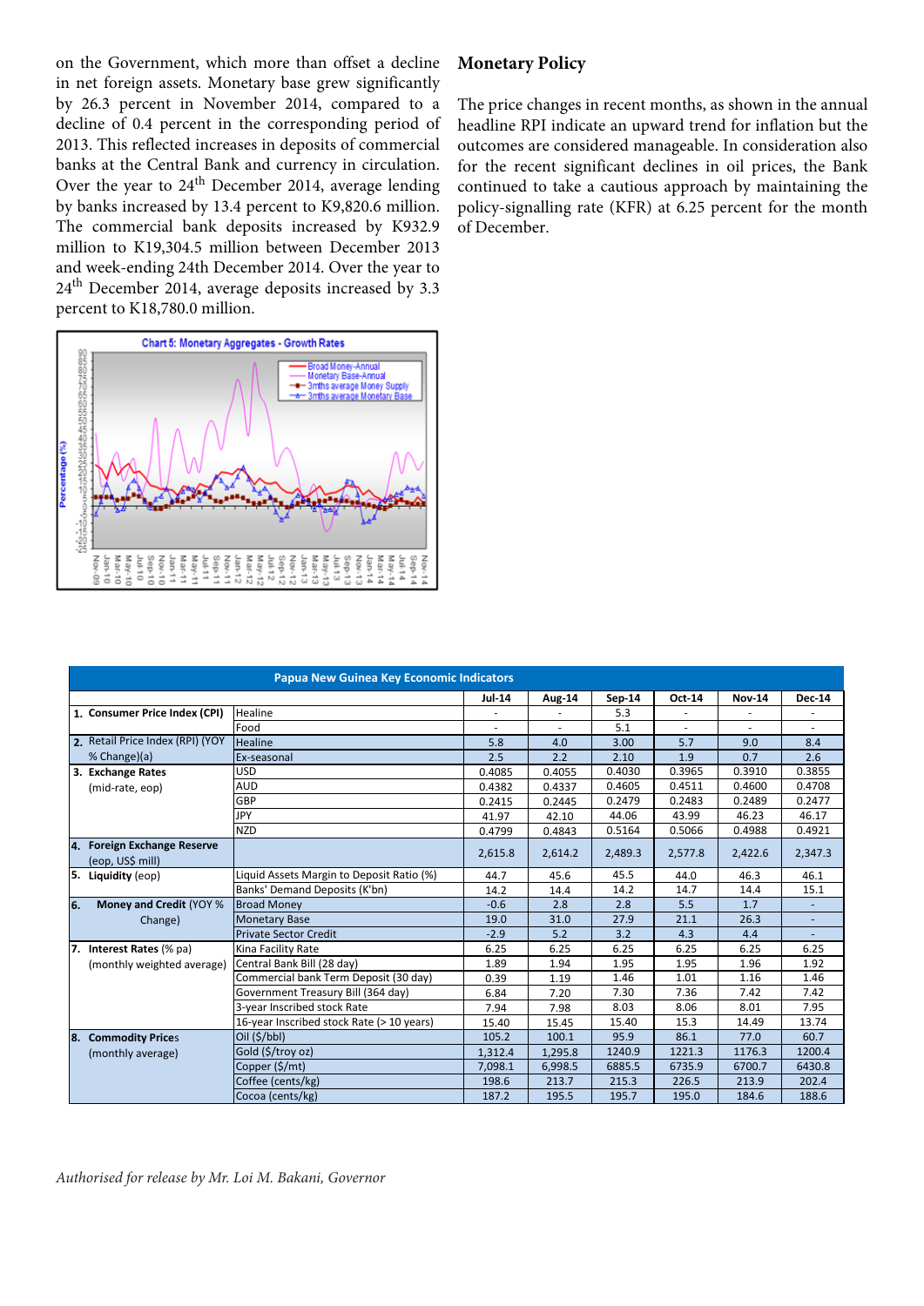on the Government, which more than offset a decline in net foreign assets. Monetary base grew significantly by 26.3 percent in November 2014, compared to a decline of 0.4 percent in the corresponding period of 2013. This reflected increases in deposits of commercial banks at the Central Bank and currency in circulation. Over the year to 24th December 2014, average lending by banks increased by 13.4 percent to K9,820.6 million. The commercial bank deposits increased by K932.9 million to K19,304.5 million between December 2013 and week-ending 24th December 2014. Over the year to 24th December 2014, average deposits increased by 3.3 percent to K18,780.0 million.

Chart 5: Monetary Aggregates - Growth Rates

Broad Money-Annual
Monetary Base-Annual
3mths average Money Supply
3mths average Monetary Base

Percentage (%)

90 85 80 75 70 65 60 55 50 45 40 35 30 25 20 15 10 5 0 -5 -10 -15 -20 -25

Nov-09 Jan-10 Mar-10 May-10 Jul-10 Sep-10 Nov-10 Jan-11 Mar-11 May-11 Jul-11 Sep-11 Nov-11 Jan-12 Mar-12 May-12 Jul-12 Sep-12 Nov-12 Jan-13 Mar-13 May-13 Jul-13 Sep-13 Nov-13 Jan-14 Mar-14 May-14 Jul-14 Sep-14 Nov-14

## Monetary Policy

The price changes in recent months, as shown in the annual headline RPI indicate an upward trend for inflation but the outcomes are considered manageable. In consideration also for the recent significant declines in oil prices, the Bank continued to take a cautious approach by maintaining the policy-signalling rate (KFR) at 6.25 percent for the month of December.

**Papua New Guinea Key Economic Indicators**

| | | Jul-14 | Aug-14 | Sep-14 | Oct-14 | Nov-14 | Dec-14 |
|---|---|---|---|---|---|---|---|
| **1. Consumer Price Index (CPI)** | Healine | - | - | 5.3 | - | - | - |
| | Food | - | - | 5.1 | - | - | - |
| **2. Retail Price Index (RPI) (YOY % Change)(a)** | Healine | 5.8 | 4.0 | 3.00 | 5.7 | 9.0 | 8.4 |
| | Ex-seasonal | 2.5 | 2.2 | 2.10 | 1.9 | 0.7 | 2.6 |
| **3. Exchange Rates** (mid-rate, eop) | USD | 0.4085 | 0.4055 | 0.4030 | 0.3965 | 0.3910 | 0.3855 |
| | AUD | 0.4382 | 0.4337 | 0.4605 | 0.4511 | 0.4600 | 0.4708 |
| | GBP | 0.2415 | 0.2445 | 0.2479 | 0.2483 | 0.2489 | 0.2477 |
| | JPY | 41.97 | 42.10 | 44.06 | 43.99 | 46.23 | 46.17 |
| | NZD | 0.4799 | 0.4843 | 0.5164 | 0.5066 | 0.4988 | 0.4921 |
| **4. Foreign Exchange Reserve** (eop, US$ mill) | | 2,615.8 | 2,614.2 | 2,489.3 | 2,577.8 | 2,422.6 | 2,347.3 |
| **5. Liquidity** (eop) | Liquid Assets Margin to Deposit Ratio (%) | 44.7 | 45.6 | 45.5 | 44.0 | 46.3 | 46.1 |
| | Banks' Demand Deposits (K'bn) | 14.2 | 14.4 | 14.2 | 14.7 | 14.4 | 15.1 |
| **6. Money and Credit** (YOY % Change) | Broad Money | -0.6 | 2.8 | 2.8 | 5.5 | 1.7 | - |
| | Monetary Base | 19.0 | 31.0 | 27.9 | 21.1 | 26.3 | - |
| | Private Sector Credit | -2.9 | 5.2 | 3.2 | 4.3 | 4.4 | - |
| **7. Interest Rates** (% pa) (monthly weighted average) | Kina Facility Rate | 6.25 | 6.25 | 6.25 | 6.25 | 6.25 | 6.25 |
| | Central Bank Bill (28 day) | 1.89 | 1.94 | 1.95 | 1.95 | 1.96 | 1.92 |
| | Commercial bank Term Deposit (30 day) | 0.39 | 1.19 | 1.46 | 1.01 | 1.16 | 1.46 |
| | Government Treasury Bill (364 day) | 6.84 | 7.20 | 7.30 | 7.36 | 7.42 | 7.42 |
| | 3-year Inscribed stock Rate | 7.94 | 7.98 | 8.03 | 8.06 | 8.01 | 7.95 |
| | 16-year Inscribed stock Rate (> 10 years) | 15.40 | 15.45 | 15.40 | 15.3 | 14.49 | 13.74 |
| **8. Commodity Prices** (monthly average) | Oil ($/bbl) | 105.2 | 100.1 | 95.9 | 86.1 | 77.0 | 60.7 |
| | Gold ($/troy oz) | 1,312.4 | 1,295.8 | 1240.9 | 1221.3 | 1176.3 | 1200.4 |
| | Copper ($/mt) | 7,098.1 | 6,998.5 | 6885.5 | 6735.9 | 6700.7 | 6430.8 |
| | Coffee (cents/kg) | 198.6 | 213.7 | 215.3 | 226.5 | 213.9 | 202.4 |
| | Cocoa (cents/kg) | 187.2 | 195.5 | 195.7 | 195.0 | 184.6 | 188.6 |

*Authorised for release by Mr. Loi M. Bakani, Governor*